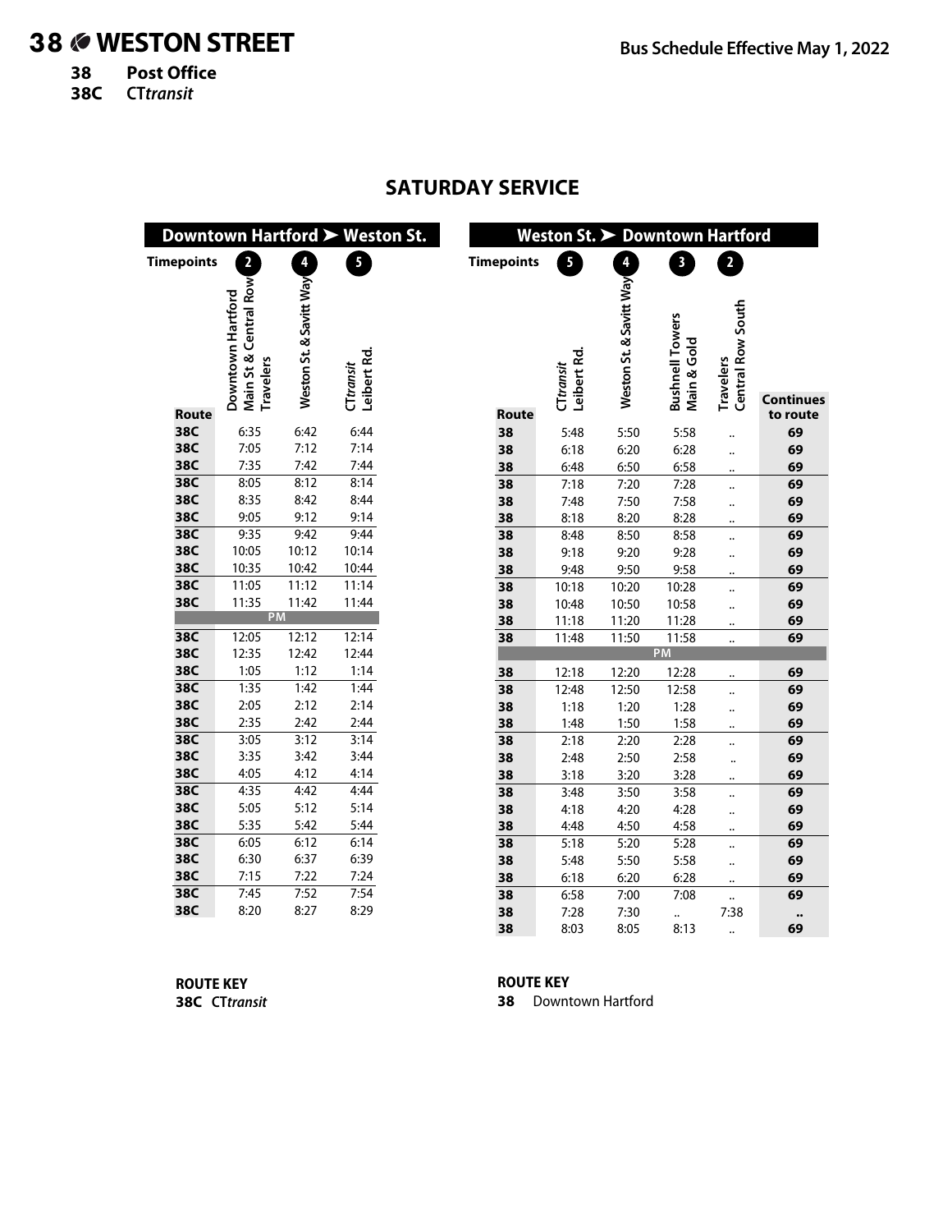# 38 WESTON STREET

**38** **Post Office**
**38C** CT*transit*

Bus Schedule Effective May 1, 2022

## SATURDAY SERVICE

### Downtown Hartford ➤ Weston St.

| Route | 2 Downtown Hartford Main St & Central Row Travelers | 4 Weston St. & Savitt Way | 5 CT*transit* Leibert Rd. |
|---|---|---|---|
| 38C | 6:35 | 6:42 | 6:44 |
| 38C | 7:05 | 7:12 | 7:14 |
| 38C | 7:35 | 7:42 | 7:44 |
| 38C | 8:05 | 8:12 | 8:14 |
| 38C | 8:35 | 8:42 | 8:44 |
| 38C | 9:05 | 9:12 | 9:14 |
| 38C | 9:35 | 9:42 | 9:44 |
| 38C | 10:05 | 10:12 | 10:14 |
| 38C | 10:35 | 10:42 | 10:44 |
| 38C | 11:05 | 11:12 | 11:14 |
| 38C | 11:35 | 11:42 | 11:44 |
| | PM | | |
| 38C | 12:05 | 12:12 | 12:14 |
| 38C | 12:35 | 12:42 | 12:44 |
| 38C | 1:05 | 1:12 | 1:14 |
| 38C | 1:35 | 1:42 | 1:44 |
| 38C | 2:05 | 2:12 | 2:14 |
| 38C | 2:35 | 2:42 | 2:44 |
| 38C | 3:05 | 3:12 | 3:14 |
| 38C | 3:35 | 3:42 | 3:44 |
| 38C | 4:05 | 4:12 | 4:14 |
| 38C | 4:35 | 4:42 | 4:44 |
| 38C | 5:05 | 5:12 | 5:14 |
| 38C | 5:35 | 5:42 | 5:44 |
| 38C | 6:05 | 6:12 | 6:14 |
| 38C | 6:30 | 6:37 | 6:39 |
| 38C | 7:15 | 7:22 | 7:24 |
| 38C | 7:45 | 7:52 | 7:54 |
| 38C | 8:20 | 8:27 | 8:29 |

**ROUTE KEY**
**38C** CT*transit*

### Weston St. ➤ Downtown Hartford

| Route | 5 CT*transit* Leibert Rd. | 4 Weston St. & Savitt Way | 3 Bushnell Towers Main & Gold | 2 Travelers Central Row South | Continues to route |
|---|---|---|---|---|---|
| 38 | 5:48 | 5:50 | 5:58 | .. | 69 |
| 38 | 6:18 | 6:20 | 6:28 | .. | 69 |
| 38 | 6:48 | 6:50 | 6:58 | .. | 69 |
| 38 | 7:18 | 7:20 | 7:28 | .. | 69 |
| 38 | 7:48 | 7:50 | 7:58 | .. | 69 |
| 38 | 8:18 | 8:20 | 8:28 | .. | 69 |
| 38 | 8:48 | 8:50 | 8:58 | .. | 69 |
| 38 | 9:18 | 9:20 | 9:28 | .. | 69 |
| 38 | 9:48 | 9:50 | 9:58 | .. | 69 |
| 38 | 10:18 | 10:20 | 10:28 | .. | 69 |
| 38 | 10:48 | 10:50 | 10:58 | .. | 69 |
| 38 | 11:18 | 11:20 | 11:28 | .. | 69 |
| 38 | 11:48 | 11:50 | 11:58 | .. | 69 |
| | | | PM | | |
| 38 | 12:18 | 12:20 | 12:28 | .. | 69 |
| 38 | 12:48 | 12:50 | 12:58 | .. | 69 |
| 38 | 1:18 | 1:20 | 1:28 | .. | 69 |
| 38 | 1:48 | 1:50 | 1:58 | .. | 69 |
| 38 | 2:18 | 2:20 | 2:28 | .. | 69 |
| 38 | 2:48 | 2:50 | 2:58 | .. | 69 |
| 38 | 3:18 | 3:20 | 3:28 | .. | 69 |
| 38 | 3:48 | 3:50 | 3:58 | .. | 69 |
| 38 | 4:18 | 4:20 | 4:28 | .. | 69 |
| 38 | 4:48 | 4:50 | 4:58 | .. | 69 |
| 38 | 5:18 | 5:20 | 5:28 | .. | 69 |
| 38 | 5:48 | 5:50 | 5:58 | .. | 69 |
| 38 | 6:18 | 6:20 | 6:28 | .. | 69 |
| 38 | 6:58 | 7:00 | 7:08 | .. | 69 |
| 38 | 7:28 | 7:30 | .. | 7:38 | .. |
| 38 | 8:03 | 8:05 | 8:13 | .. | 69 |

**ROUTE KEY**
**38** Downtown Hartford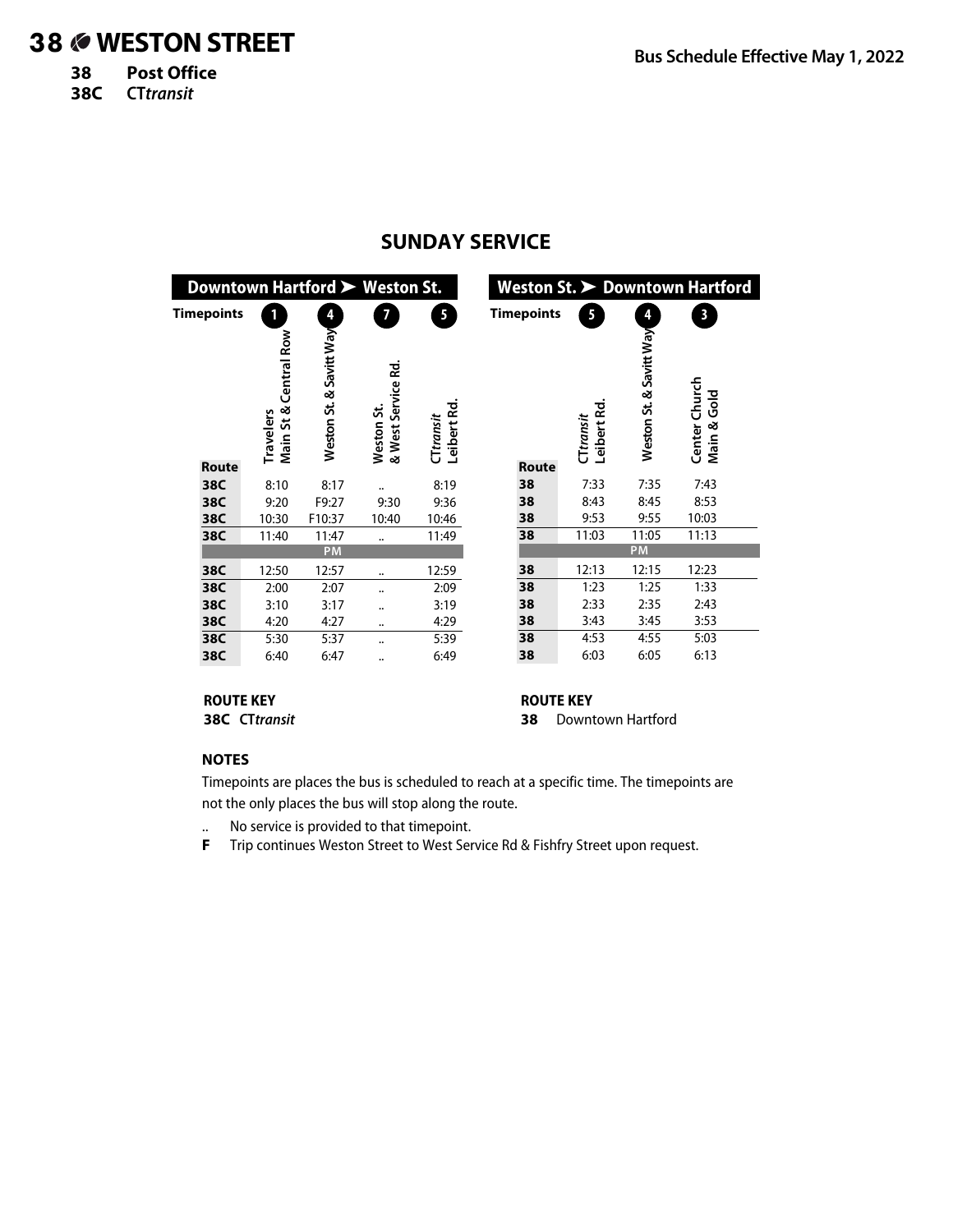# 38 WESTON STREET

**38 Post Office**
**38C CT*transit***

Bus Schedule Effective May 1, 2022

## SUNDAY SERVICE

**Downtown Hartford ➤ Weston St.**

| Route | 1 Travelers Main St & Central Row | 4 Weston St. & Savitt Way | 7 Weston St. & West Service Rd. | 5 CT*transit* Leibert Rd. |
|---|---|---|---|---|
| 38C | 8:10 | 8:17 | .. | 8:19 |
| 38C | 9:20 | F9:27 | 9:30 | 9:36 |
| 38C | 10:30 | F10:37 | 10:40 | 10:46 |
| 38C | 11:40 | 11:47 | .. | 11:49 |
| | | PM | | |
| 38C | 12:50 | 12:57 | .. | 12:59 |
| 38C | 2:00 | 2:07 | .. | 2:09 |
| 38C | 3:10 | 3:17 | .. | 3:19 |
| 38C | 4:20 | 4:27 | .. | 4:29 |
| 38C | 5:30 | 5:37 | .. | 5:39 |
| 38C | 6:40 | 6:47 | .. | 6:49 |

**ROUTE KEY**
**38C** CT*transit*

**Weston St. ➤ Downtown Hartford**

| Route | 5 CT*transit* Leibert Rd. | 4 Weston St. & Savitt Way | 3 Center Church Main & Gold |
|---|---|---|---|
| 38 | 7:33 | 7:35 | 7:43 |
| 38 | 8:43 | 8:45 | 8:53 |
| 38 | 9:53 | 9:55 | 10:03 |
| 38 | 11:03 | 11:05 | 11:13 |
| | | PM | |
| 38 | 12:13 | 12:15 | 12:23 |
| 38 | 1:23 | 1:25 | 1:33 |
| 38 | 2:33 | 2:35 | 2:43 |
| 38 | 3:43 | 3:45 | 3:53 |
| 38 | 4:53 | 4:55 | 5:03 |
| 38 | 6:03 | 6:05 | 6:13 |

**ROUTE KEY**
**38** Downtown Hartford

**NOTES**

Timepoints are places the bus is scheduled to reach at a specific time. The timepoints are not the only places the bus will stop along the route.

.. No service is provided to that timepoint.

**F** Trip continues Weston Street to West Service Rd & Fishfry Street upon request.